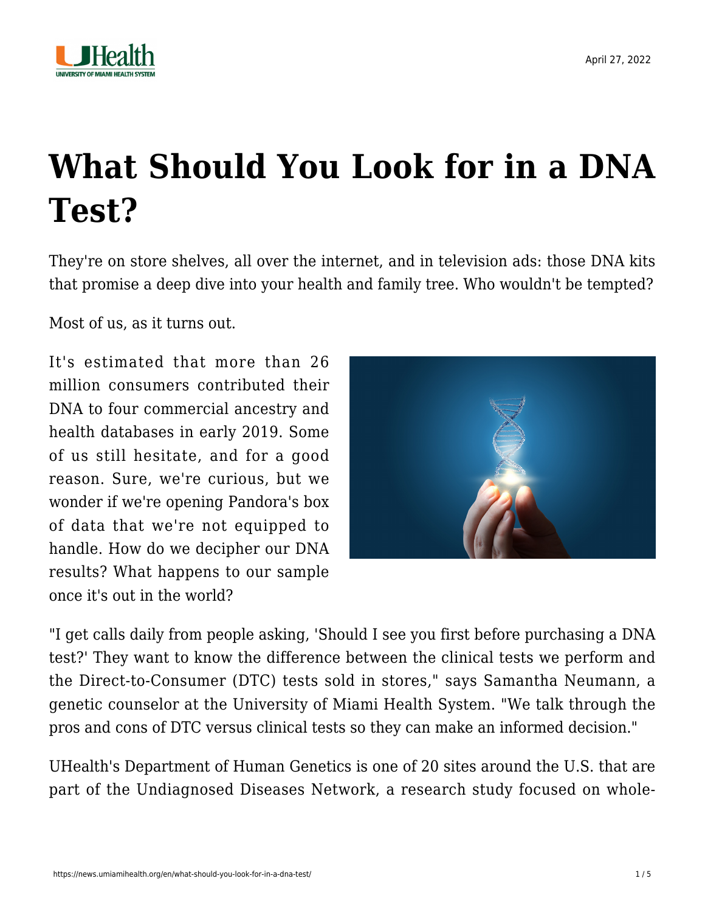# What Should You Look for in a DNA Test?

They're on store shelves, all over the internet, and in television ads: those DNA kits that promise a deep dive into your health and family tree. Who wouldn't be tempted?

Most of us, as it turns out.

It's estimated that more than 26 million consumers contributed their DNA to four commercial ancestry and health databases in early 2019. Some of us still hesitate, and for a good reason. Sure, we're curious, but we wonder if we're opening Pandora's box of data that we're not equipped to handle. How do we decipher our DNA results? What happens to our sample once it's out in the world?

"I get calls daily from people asking, 'Should I see you first before purchasing a DNA test?' They want to know the difference between the clinical tests we perform and the Direct-to-Consumer (DTC) tests sold in stores," says Samantha Neumann, a genetic counselor at the University of Miami Health System. "We talk through the pros and cons of DTC versus clinical tests so they can make an informed decision."

UHealth's Department of Human Genetics is one of 20 sites around the U.S. that are part of the Undiagnosed Diseases Network, a research study focused on whole-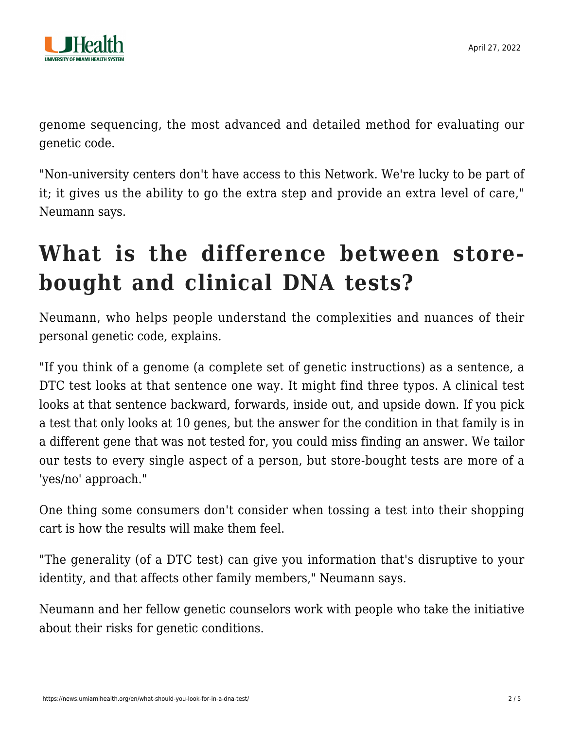genome sequencing, the most advanced and detailed method for evaluating our genetic code.

"Non-university centers don't have access to this Network. We're lucky to be part of it; it gives us the ability to go the extra step and provide an extra level of care," Neumann says.

## What is the difference between store-bought and clinical DNA tests?

Neumann, who helps people understand the complexities and nuances of their personal genetic code, explains.

"If you think of a genome (a complete set of genetic instructions) as a sentence, a DTC test looks at that sentence one way. It might find three typos. A clinical test looks at that sentence backward, forwards, inside out, and upside down. If you pick a test that only looks at 10 genes, but the answer for the condition in that family is in a different gene that was not tested for, you could miss finding an answer. We tailor our tests to every single aspect of a person, but store-bought tests are more of a 'yes/no' approach."

One thing some consumers don't consider when tossing a test into their shopping cart is how the results will make them feel.

"The generality (of a DTC test) can give you information that's disruptive to your identity, and that affects other family members," Neumann says.

Neumann and her fellow genetic counselors work with people who take the initiative about their risks for genetic conditions.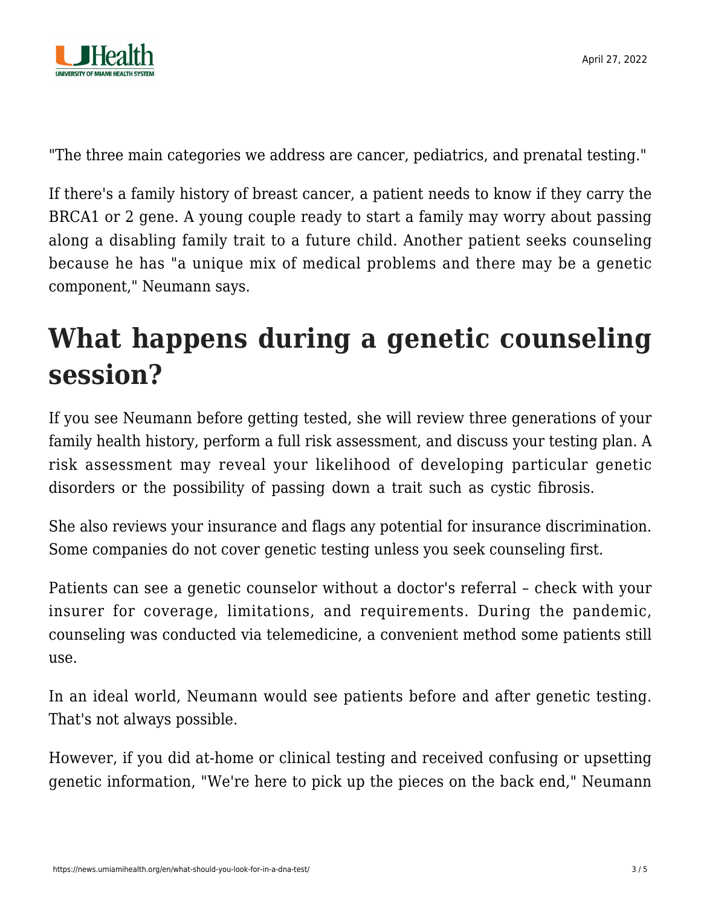"The three main categories we address are cancer, pediatrics, and prenatal testing."

If there's a family history of breast cancer, a patient needs to know if they carry the BRCA1 or 2 gene. A young couple ready to start a family may worry about passing along a disabling family trait to a future child. Another patient seeks counseling because he has "a unique mix of medical problems and there may be a genetic component," Neumann says.

## What happens during a genetic counseling session?

If you see Neumann before getting tested, she will review three generations of your family health history, perform a full risk assessment, and discuss your testing plan. A risk assessment may reveal your likelihood of developing particular genetic disorders or the possibility of passing down a trait such as cystic fibrosis.

She also reviews your insurance and flags any potential for insurance discrimination. Some companies do not cover genetic testing unless you seek counseling first.

Patients can see a genetic counselor without a doctor's referral – check with your insurer for coverage, limitations, and requirements. During the pandemic, counseling was conducted via telemedicine, a convenient method some patients still use.

In an ideal world, Neumann would see patients before and after genetic testing. That's not always possible.

However, if you did at-home or clinical testing and received confusing or upsetting genetic information, "We're here to pick up the pieces on the back end," Neumann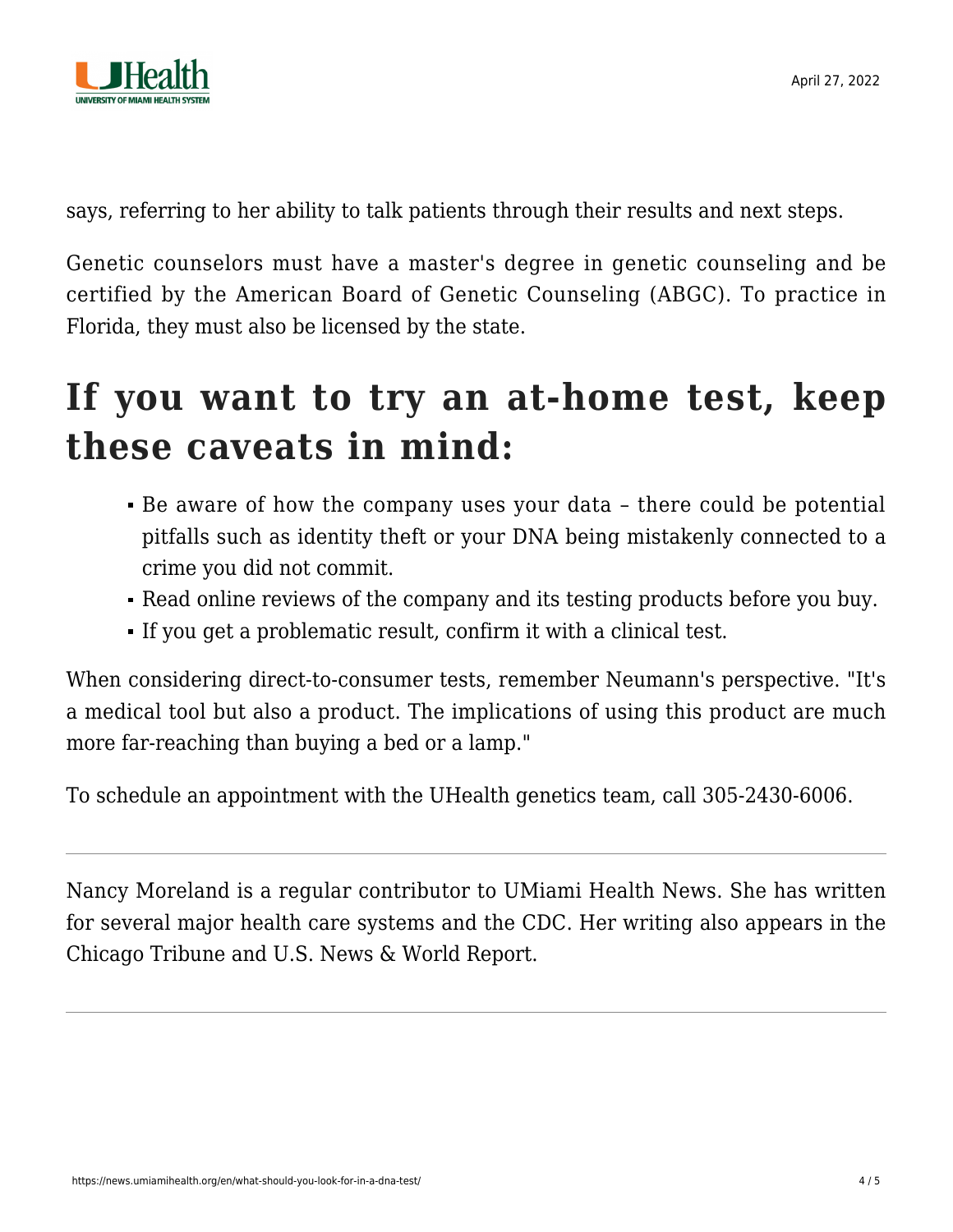says, referring to her ability to talk patients through their results and next steps.

Genetic counselors must have a master's degree in genetic counseling and be certified by the American Board of Genetic Counseling (ABGC). To practice in Florida, they must also be licensed by the state.

## If you want to try an at-home test, keep these caveats in mind:

- Be aware of how the company uses your data – there could be potential pitfalls such as identity theft or your DNA being mistakenly connected to a crime you did not commit.
- Read online reviews of the company and its testing products before you buy.
- If you get a problematic result, confirm it with a clinical test.

When considering direct-to-consumer tests, remember Neumann's perspective. "It's a medical tool but also a product. The implications of using this product are much more far-reaching than buying a bed or a lamp."

To schedule an appointment with the UHealth genetics team, call 305-2430-6006.

---

Nancy Moreland is a regular contributor to UMiami Health News. She has written for several major health care systems and the CDC. Her writing also appears in the Chicago Tribune and U.S. News & World Report.

---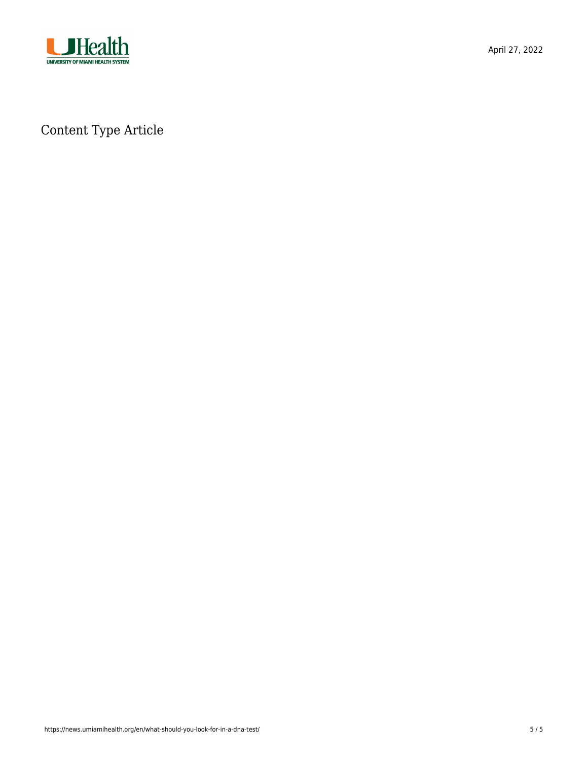Content Type Article